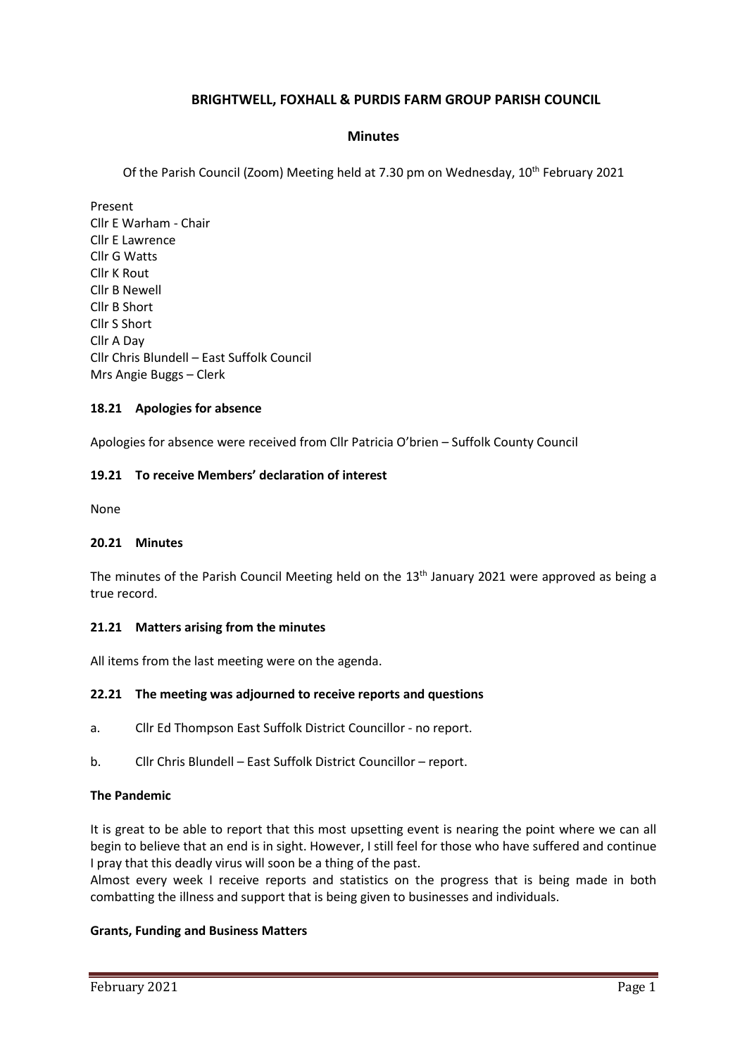# BRIGHTWELL, FOXHALL & PURDIS FARM GROUP PARISH COUNCIL

## Minutes

Of the Parish Council (Zoom) Meeting held at 7.30 pm on Wednesday, 10th February 2021

Present
Cllr E Warham - Chair
Cllr E Lawrence
Cllr G Watts
Cllr K Rout
Cllr B Newell
Cllr B Short
Cllr S Short
Cllr A Day
Cllr Chris Blundell – East Suffolk Council
Mrs Angie Buggs – Clerk

### 18.21 Apologies for absence

Apologies for absence were received from Cllr Patricia O'brien – Suffolk County Council

### 19.21 To receive Members' declaration of interest

None

### 20.21 Minutes

The minutes of the Parish Council Meeting held on the 13th January 2021 were approved as being a true record.

### 21.21 Matters arising from the minutes

All items from the last meeting were on the agenda.

### 22.21 The meeting was adjourned to receive reports and questions

a. Cllr Ed Thompson East Suffolk District Councillor - no report.

b. Cllr Chris Blundell – East Suffolk District Councillor – report.

**The Pandemic**

It is great to be able to report that this most upsetting event is nearing the point where we can all begin to believe that an end is in sight. However, I still feel for those who have suffered and continue I pray that this deadly virus will soon be a thing of the past.
Almost every week I receive reports and statistics on the progress that is being made in both combatting the illness and support that is being given to businesses and individuals.

**Grants, Funding and Business Matters**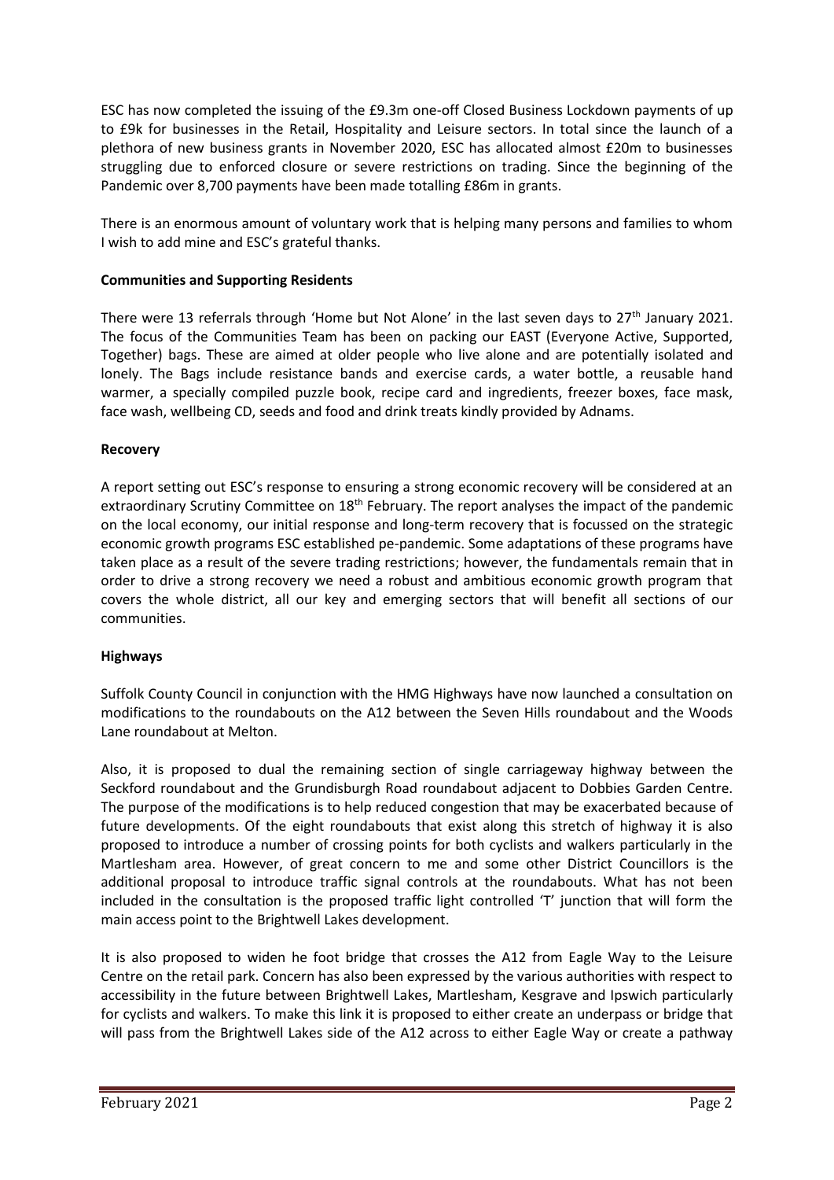ESC has now completed the issuing of the £9.3m one-off Closed Business Lockdown payments of up to £9k for businesses in the Retail, Hospitality and Leisure sectors. In total since the launch of a plethora of new business grants in November 2020, ESC has allocated almost £20m to businesses struggling due to enforced closure or severe restrictions on trading. Since the beginning of the Pandemic over 8,700 payments have been made totalling £86m in grants.

There is an enormous amount of voluntary work that is helping many persons and families to whom I wish to add mine and ESC's grateful thanks.

**Communities and Supporting Residents**

There were 13 referrals through 'Home but Not Alone' in the last seven days to 27th January 2021. The focus of the Communities Team has been on packing our EAST (Everyone Active, Supported, Together) bags. These are aimed at older people who live alone and are potentially isolated and lonely. The Bags include resistance bands and exercise cards, a water bottle, a reusable hand warmer, a specially compiled puzzle book, recipe card and ingredients, freezer boxes, face mask, face wash, wellbeing CD, seeds and food and drink treats kindly provided by Adnams.

**Recovery**

A report setting out ESC's response to ensuring a strong economic recovery will be considered at an extraordinary Scrutiny Committee on 18th February. The report analyses the impact of the pandemic on the local economy, our initial response and long-term recovery that is focussed on the strategic economic growth programs ESC established pe-pandemic. Some adaptations of these programs have taken place as a result of the severe trading restrictions; however, the fundamentals remain that in order to drive a strong recovery we need a robust and ambitious economic growth program that covers the whole district, all our key and emerging sectors that will benefit all sections of our communities.

**Highways**

Suffolk County Council in conjunction with the HMG Highways have now launched a consultation on modifications to the roundabouts on the A12 between the Seven Hills roundabout and the Woods Lane roundabout at Melton.

Also, it is proposed to dual the remaining section of single carriageway highway between the Seckford roundabout and the Grundisburgh Road roundabout adjacent to Dobbies Garden Centre. The purpose of the modifications is to help reduced congestion that may be exacerbated because of future developments. Of the eight roundabouts that exist along this stretch of highway it is also proposed to introduce a number of crossing points for both cyclists and walkers particularly in the Martlesham area. However, of great concern to me and some other District Councillors is the additional proposal to introduce traffic signal controls at the roundabouts. What has not been included in the consultation is the proposed traffic light controlled 'T' junction that will form the main access point to the Brightwell Lakes development.

It is also proposed to widen he foot bridge that crosses the A12 from Eagle Way to the Leisure Centre on the retail park. Concern has also been expressed by the various authorities with respect to accessibility in the future between Brightwell Lakes, Martlesham, Kesgrave and Ipswich particularly for cyclists and walkers. To make this link it is proposed to either create an underpass or bridge that will pass from the Brightwell Lakes side of the A12 across to either Eagle Way or create a pathway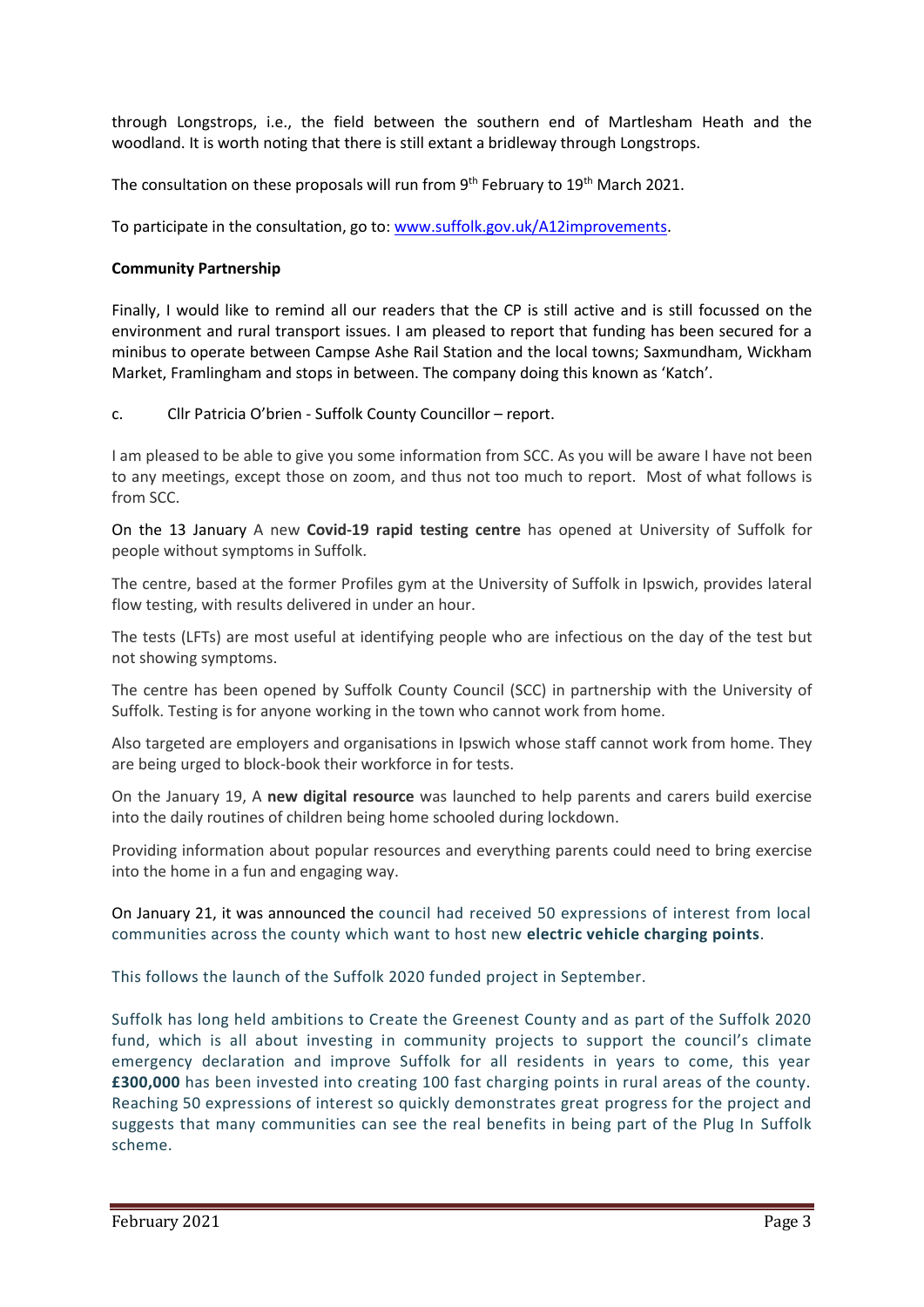through Longstrops, i.e., the field between the southern end of Martlesham Heath and the woodland. It is worth noting that there is still extant a bridleway through Longstrops.

The consultation on these proposals will run from 9th February to 19th March 2021.

To participate in the consultation, go to: [www.suffolk.gov.uk/A12improvements](http://www.suffolk.gov.uk/A12improvements).

**Community Partnership**

Finally, I would like to remind all our readers that the CP is still active and is still focussed on the environment and rural transport issues. I am pleased to report that funding has been secured for a minibus to operate between Campse Ashe Rail Station and the local towns; Saxmundham, Wickham Market, Framlingham and stops in between. The company doing this known as 'Katch'.

c. Cllr Patricia O'brien - Suffolk County Councillor – report.

I am pleased to be able to give you some information from SCC. As you will be aware I have not been to any meetings, except those on zoom, and thus not too much to report. Most of what follows is from SCC.

On the 13 January A new **Covid-19 rapid testing centre** has opened at University of Suffolk for people without symptoms in Suffolk.

The centre, based at the former Profiles gym at the University of Suffolk in Ipswich, provides lateral flow testing, with results delivered in under an hour.

The tests (LFTs) are most useful at identifying people who are infectious on the day of the test but not showing symptoms.

The centre has been opened by Suffolk County Council (SCC) in partnership with the University of Suffolk. Testing is for anyone working in the town who cannot work from home.

Also targeted are employers and organisations in Ipswich whose staff cannot work from home. They are being urged to block-book their workforce in for tests.

On the January 19, A **new digital resource** was launched to help parents and carers build exercise into the daily routines of children being home schooled during lockdown.

Providing information about popular resources and everything parents could need to bring exercise into the home in a fun and engaging way.

On January 21, it was announced the council had received 50 expressions of interest from local communities across the county which want to host new **electric vehicle charging points**.

This follows the launch of the Suffolk 2020 funded project in September.

Suffolk has long held ambitions to Create the Greenest County and as part of the Suffolk 2020 fund, which is all about investing in community projects to support the council's climate emergency declaration and improve Suffolk for all residents in years to come, this year **£300,000** has been invested into creating 100 fast charging points in rural areas of the county. Reaching 50 expressions of interest so quickly demonstrates great progress for the project and suggests that many communities can see the real benefits in being part of the Plug In Suffolk scheme.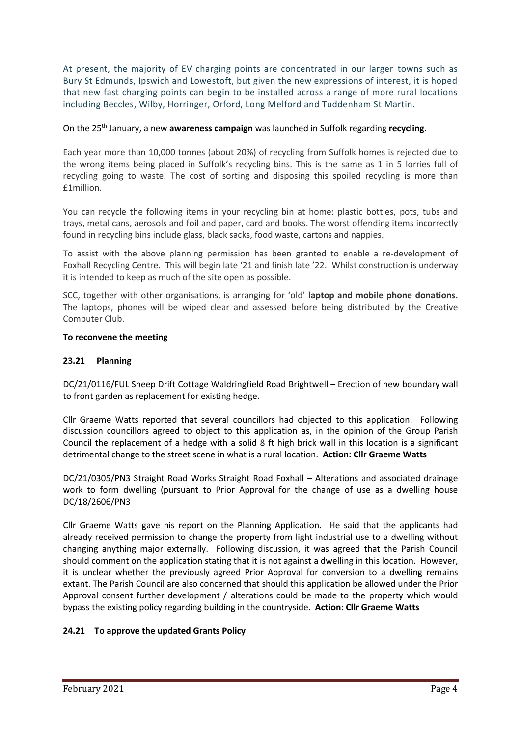At present, the majority of EV charging points are concentrated in our larger towns such as Bury St Edmunds, Ipswich and Lowestoft, but given the new expressions of interest, it is hoped that new fast charging points can begin to be installed across a range of more rural locations including Beccles, Wilby, Horringer, Orford, Long Melford and Tuddenham St Martin.

On the 25th January, a new **awareness campaign** was launched in Suffolk regarding **recycling**.

Each year more than 10,000 tonnes (about 20%) of recycling from Suffolk homes is rejected due to the wrong items being placed in Suffolk's recycling bins. This is the same as 1 in 5 lorries full of recycling going to waste. The cost of sorting and disposing this spoiled recycling is more than £1million.

You can recycle the following items in your recycling bin at home: plastic bottles, pots, tubs and trays, metal cans, aerosols and foil and paper, card and books. The worst offending items incorrectly found in recycling bins include glass, black sacks, food waste, cartons and nappies.

To assist with the above planning permission has been granted to enable a re-development of Foxhall Recycling Centre. This will begin late '21 and finish late '22. Whilst construction is underway it is intended to keep as much of the site open as possible.

SCC, together with other organisations, is arranging for 'old' **laptop and mobile phone donations.** The laptops, phones will be wiped clear and assessed before being distributed by the Creative Computer Club.

**To reconvene the meeting**

### 23.21 Planning

DC/21/0116/FUL Sheep Drift Cottage Waldringfield Road Brightwell – Erection of new boundary wall to front garden as replacement for existing hedge.

Cllr Graeme Watts reported that several councillors had objected to this application. Following discussion councillors agreed to object to this application as, in the opinion of the Group Parish Council the replacement of a hedge with a solid 8 ft high brick wall in this location is a significant detrimental change to the street scene in what is a rural location. **Action: Cllr Graeme Watts**

DC/21/0305/PN3 Straight Road Works Straight Road Foxhall – Alterations and associated drainage work to form dwelling (pursuant to Prior Approval for the change of use as a dwelling house DC/18/2606/PN3

Cllr Graeme Watts gave his report on the Planning Application. He said that the applicants had already received permission to change the property from light industrial use to a dwelling without changing anything major externally. Following discussion, it was agreed that the Parish Council should comment on the application stating that it is not against a dwelling in this location. However, it is unclear whether the previously agreed Prior Approval for conversion to a dwelling remains extant. The Parish Council are also concerned that should this application be allowed under the Prior Approval consent further development / alterations could be made to the property which would bypass the existing policy regarding building in the countryside. **Action: Cllr Graeme Watts**

### 24.21 To approve the updated Grants Policy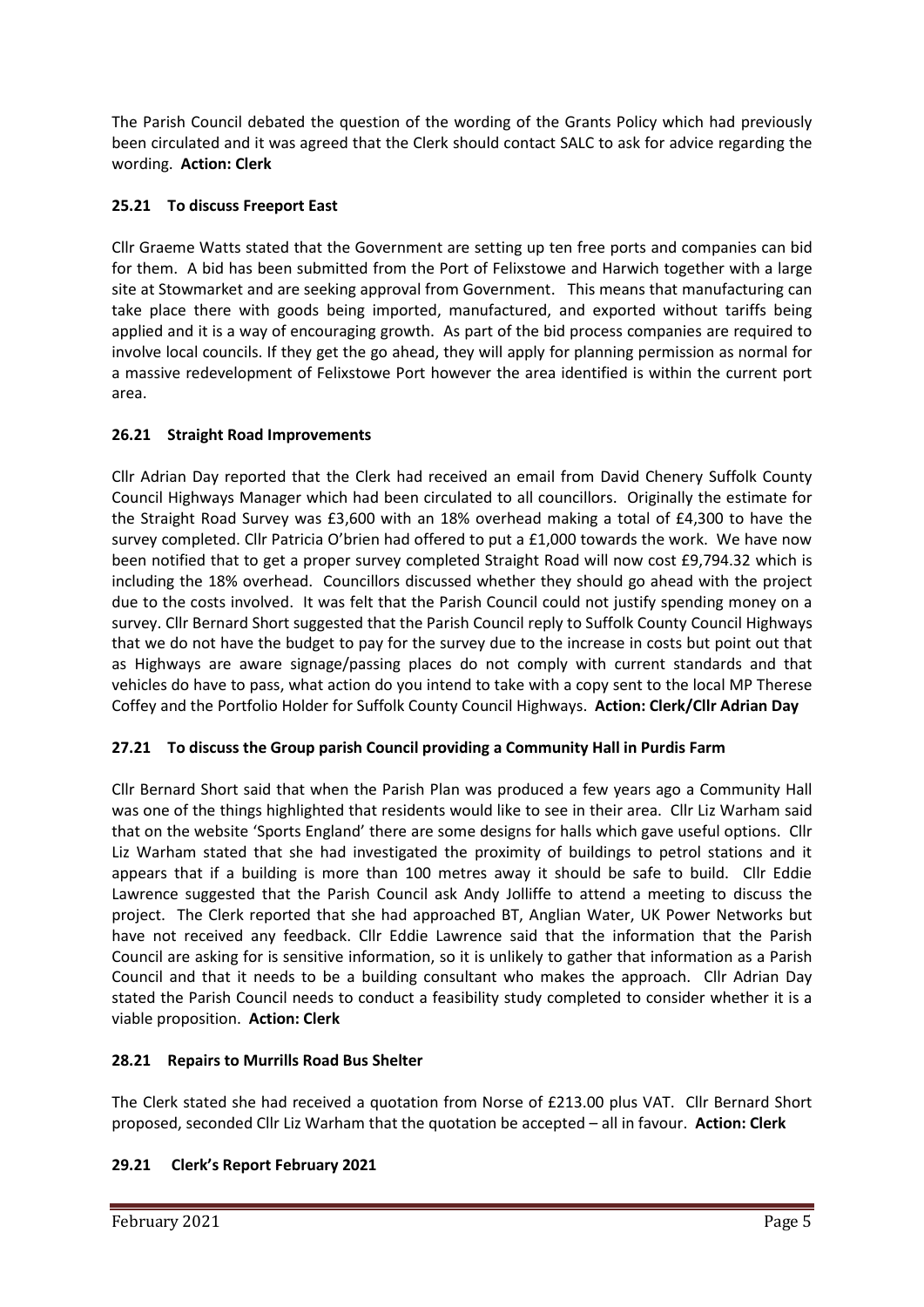The Parish Council debated the question of the wording of the Grants Policy which had previously been circulated and it was agreed that the Clerk should contact SALC to ask for advice regarding the wording. **Action: Clerk**

### 25.21 To discuss Freeport East

Cllr Graeme Watts stated that the Government are setting up ten free ports and companies can bid for them. A bid has been submitted from the Port of Felixstowe and Harwich together with a large site at Stowmarket and are seeking approval from Government. This means that manufacturing can take place there with goods being imported, manufactured, and exported without tariffs being applied and it is a way of encouraging growth. As part of the bid process companies are required to involve local councils. If they get the go ahead, they will apply for planning permission as normal for a massive redevelopment of Felixstowe Port however the area identified is within the current port area.

### 26.21 Straight Road Improvements

Cllr Adrian Day reported that the Clerk had received an email from David Chenery Suffolk County Council Highways Manager which had been circulated to all councillors. Originally the estimate for the Straight Road Survey was £3,600 with an 18% overhead making a total of £4,300 to have the survey completed. Cllr Patricia O'brien had offered to put a £1,000 towards the work. We have now been notified that to get a proper survey completed Straight Road will now cost £9,794.32 which is including the 18% overhead. Councillors discussed whether they should go ahead with the project due to the costs involved. It was felt that the Parish Council could not justify spending money on a survey. Cllr Bernard Short suggested that the Parish Council reply to Suffolk County Council Highways that we do not have the budget to pay for the survey due to the increase in costs but point out that as Highways are aware signage/passing places do not comply with current standards and that vehicles do have to pass, what action do you intend to take with a copy sent to the local MP Therese Coffey and the Portfolio Holder for Suffolk County Council Highways. **Action: Clerk/Cllr Adrian Day**

### 27.21 To discuss the Group parish Council providing a Community Hall in Purdis Farm

Cllr Bernard Short said that when the Parish Plan was produced a few years ago a Community Hall was one of the things highlighted that residents would like to see in their area. Cllr Liz Warham said that on the website 'Sports England' there are some designs for halls which gave useful options. Cllr Liz Warham stated that she had investigated the proximity of buildings to petrol stations and it appears that if a building is more than 100 metres away it should be safe to build. Cllr Eddie Lawrence suggested that the Parish Council ask Andy Jolliffe to attend a meeting to discuss the project. The Clerk reported that she had approached BT, Anglian Water, UK Power Networks but have not received any feedback. Cllr Eddie Lawrence said that the information that the Parish Council are asking for is sensitive information, so it is unlikely to gather that information as a Parish Council and that it needs to be a building consultant who makes the approach. Cllr Adrian Day stated the Parish Council needs to conduct a feasibility study completed to consider whether it is a viable proposition. **Action: Clerk**

### 28.21 Repairs to Murrills Road Bus Shelter

The Clerk stated she had received a quotation from Norse of £213.00 plus VAT. Cllr Bernard Short proposed, seconded Cllr Liz Warham that the quotation be accepted – all in favour. **Action: Clerk**

### 29.21 Clerk's Report February 2021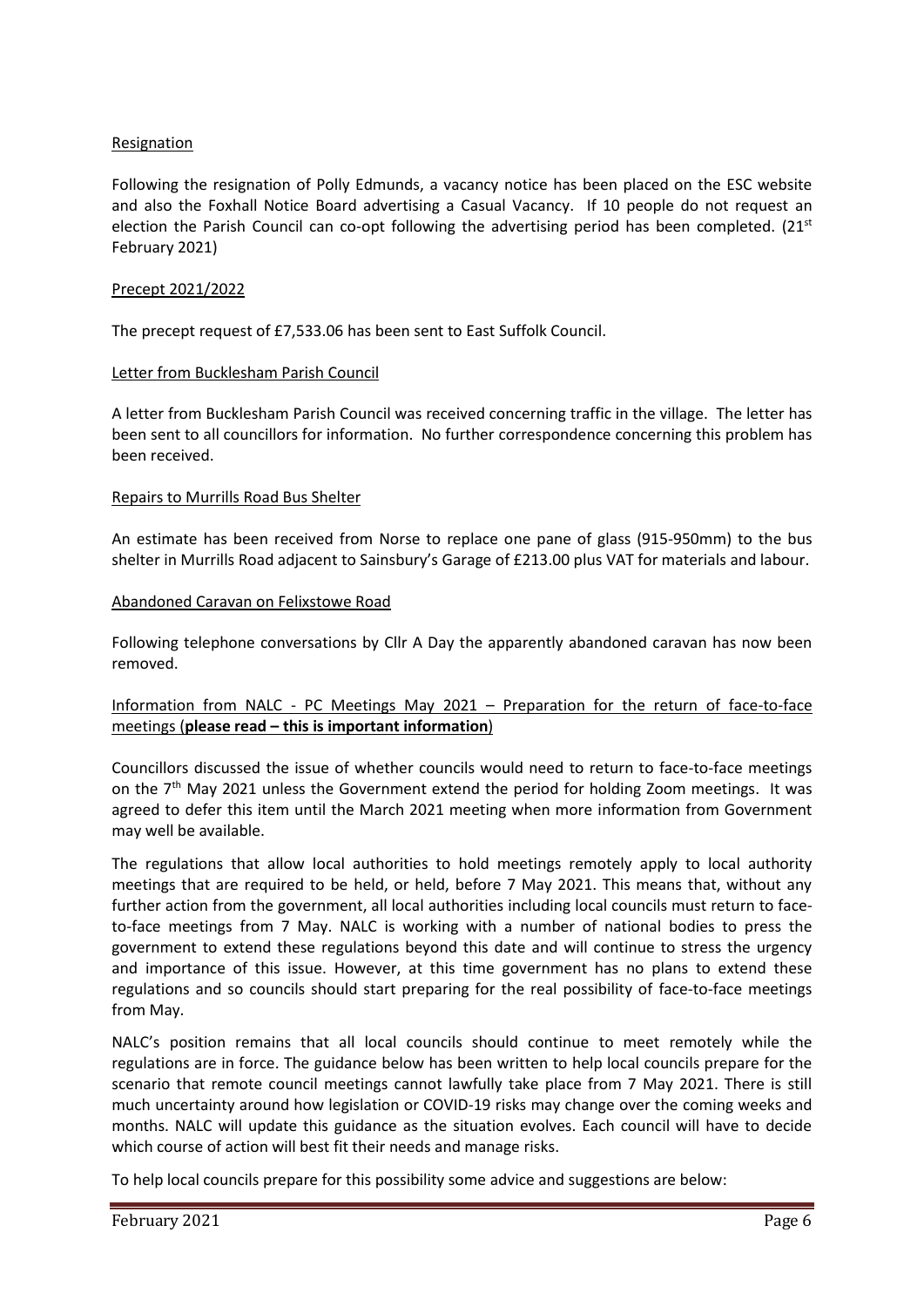<u>Resignation</u>

Following the resignation of Polly Edmunds, a vacancy notice has been placed on the ESC website and also the Foxhall Notice Board advertising a Casual Vacancy. If 10 people do not request an election the Parish Council can co-opt following the advertising period has been completed. (21st February 2021)

<u>Precept 2021/2022</u>

The precept request of £7,533.06 has been sent to East Suffolk Council.

<u>Letter from Bucklesham Parish Council</u>

A letter from Bucklesham Parish Council was received concerning traffic in the village. The letter has been sent to all councillors for information. No further correspondence concerning this problem has been received.

<u>Repairs to Murrills Road Bus Shelter</u>

An estimate has been received from Norse to replace one pane of glass (915-950mm) to the bus shelter in Murrills Road adjacent to Sainsbury's Garage of £213.00 plus VAT for materials and labour.

<u>Abandoned Caravan on Felixstowe Road</u>

Following telephone conversations by Cllr A Day the apparently abandoned caravan has now been removed.

<u>Information from NALC - PC Meetings May 2021 – Preparation for the return of face-to-face meetings (**please read – this is important information**)</u>

Councillors discussed the issue of whether councils would need to return to face-to-face meetings on the 7th May 2021 unless the Government extend the period for holding Zoom meetings. It was agreed to defer this item until the March 2021 meeting when more information from Government may well be available.

The regulations that allow local authorities to hold meetings remotely apply to local authority meetings that are required to be held, or held, before 7 May 2021. This means that, without any further action from the government, all local authorities including local councils must return to face-to-face meetings from 7 May. NALC is working with a number of national bodies to press the government to extend these regulations beyond this date and will continue to stress the urgency and importance of this issue. However, at this time government has no plans to extend these regulations and so councils should start preparing for the real possibility of face-to-face meetings from May.

NALC's position remains that all local councils should continue to meet remotely while the regulations are in force. The guidance below has been written to help local councils prepare for the scenario that remote council meetings cannot lawfully take place from 7 May 2021. There is still much uncertainty around how legislation or COVID-19 risks may change over the coming weeks and months. NALC will update this guidance as the situation evolves. Each council will have to decide which course of action will best fit their needs and manage risks.

To help local councils prepare for this possibility some advice and suggestions are below: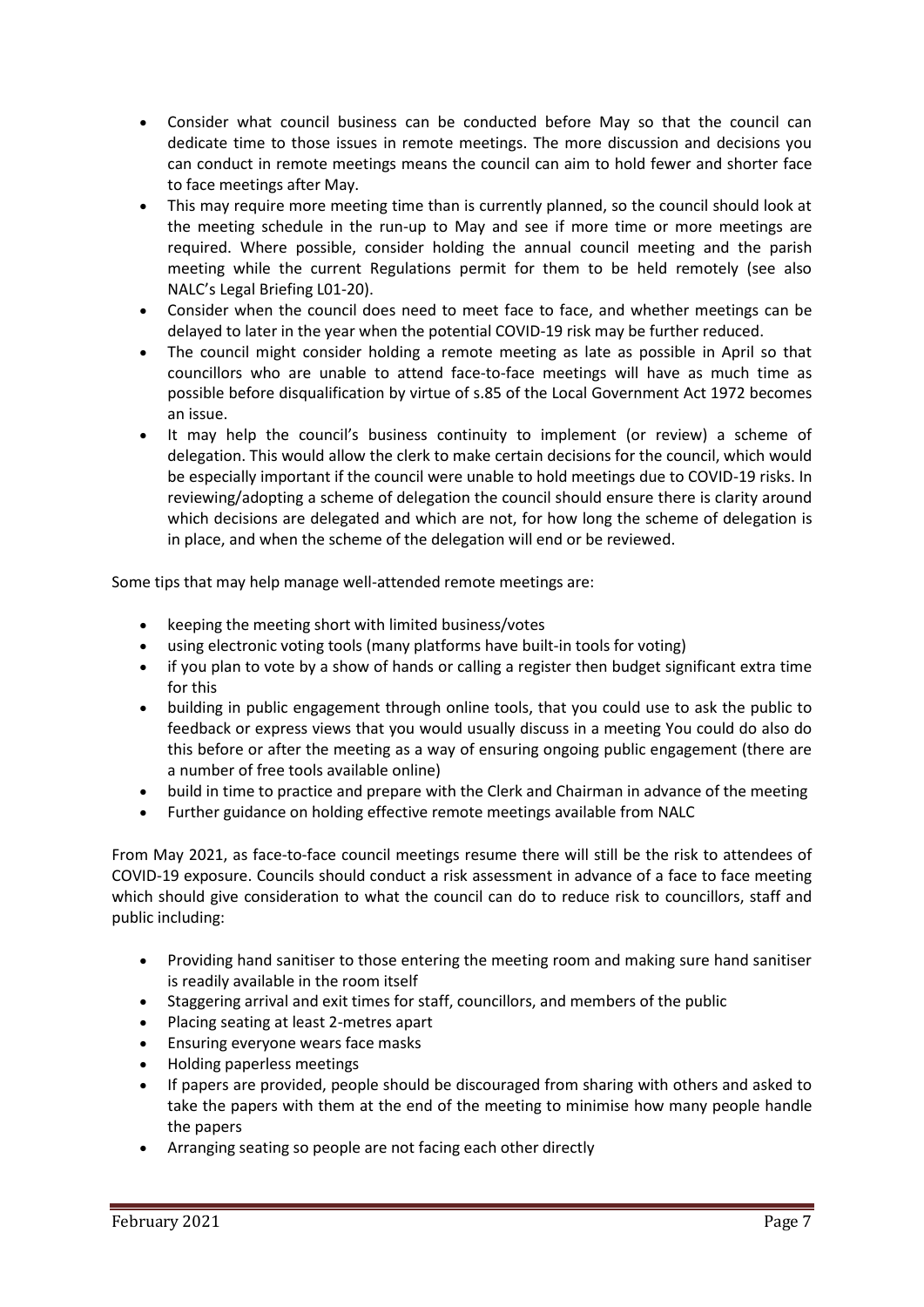- Consider what council business can be conducted before May so that the council can dedicate time to those issues in remote meetings. The more discussion and decisions you can conduct in remote meetings means the council can aim to hold fewer and shorter face to face meetings after May.
- This may require more meeting time than is currently planned, so the council should look at the meeting schedule in the run-up to May and see if more time or more meetings are required. Where possible, consider holding the annual council meeting and the parish meeting while the current Regulations permit for them to be held remotely (see also NALC's Legal Briefing L01-20).
- Consider when the council does need to meet face to face, and whether meetings can be delayed to later in the year when the potential COVID-19 risk may be further reduced.
- The council might consider holding a remote meeting as late as possible in April so that councillors who are unable to attend face-to-face meetings will have as much time as possible before disqualification by virtue of s.85 of the Local Government Act 1972 becomes an issue.
- It may help the council's business continuity to implement (or review) a scheme of delegation. This would allow the clerk to make certain decisions for the council, which would be especially important if the council were unable to hold meetings due to COVID-19 risks. In reviewing/adopting a scheme of delegation the council should ensure there is clarity around which decisions are delegated and which are not, for how long the scheme of delegation is in place, and when the scheme of the delegation will end or be reviewed.

Some tips that may help manage well-attended remote meetings are:

- keeping the meeting short with limited business/votes
- using electronic voting tools (many platforms have built-in tools for voting)
- if you plan to vote by a show of hands or calling a register then budget significant extra time for this
- building in public engagement through online tools, that you could use to ask the public to feedback or express views that you would usually discuss in a meeting You could do also do this before or after the meeting as a way of ensuring ongoing public engagement (there are a number of free tools available online)
- build in time to practice and prepare with the Clerk and Chairman in advance of the meeting
- Further guidance on holding effective remote meetings available from NALC

From May 2021, as face-to-face council meetings resume there will still be the risk to attendees of COVID-19 exposure. Councils should conduct a risk assessment in advance of a face to face meeting which should give consideration to what the council can do to reduce risk to councillors, staff and public including:

- Providing hand sanitiser to those entering the meeting room and making sure hand sanitiser is readily available in the room itself
- Staggering arrival and exit times for staff, councillors, and members of the public
- Placing seating at least 2-metres apart
- Ensuring everyone wears face masks
- Holding paperless meetings
- If papers are provided, people should be discouraged from sharing with others and asked to take the papers with them at the end of the meeting to minimise how many people handle the papers
- Arranging seating so people are not facing each other directly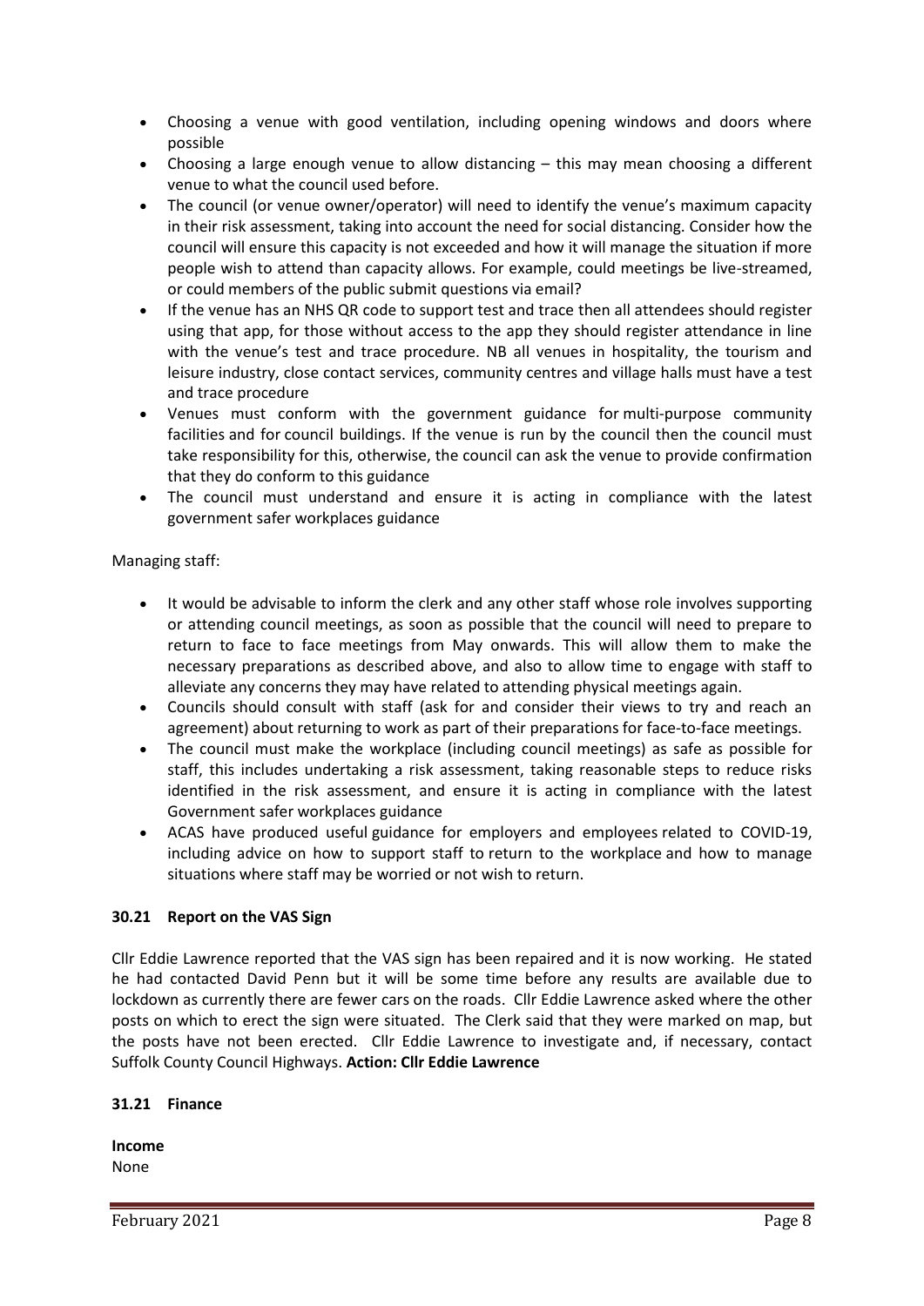- Choosing a venue with good ventilation, including opening windows and doors where possible
- Choosing a large enough venue to allow distancing – this may mean choosing a different venue to what the council used before.
- The council (or venue owner/operator) will need to identify the venue's maximum capacity in their risk assessment, taking into account the need for social distancing. Consider how the council will ensure this capacity is not exceeded and how it will manage the situation if more people wish to attend than capacity allows. For example, could meetings be live-streamed, or could members of the public submit questions via email?
- If the venue has an NHS QR code to support test and trace then all attendees should register using that app, for those without access to the app they should register attendance in line with the venue's test and trace procedure. NB all venues in hospitality, the tourism and leisure industry, close contact services, community centres and village halls must have a test and trace procedure
- Venues must conform with the government guidance for multi-purpose community facilities and for council buildings. If the venue is run by the council then the council must take responsibility for this, otherwise, the council can ask the venue to provide confirmation that they do conform to this guidance
- The council must understand and ensure it is acting in compliance with the latest government safer workplaces guidance

Managing staff:

- It would be advisable to inform the clerk and any other staff whose role involves supporting or attending council meetings, as soon as possible that the council will need to prepare to return to face to face meetings from May onwards. This will allow them to make the necessary preparations as described above, and also to allow time to engage with staff to alleviate any concerns they may have related to attending physical meetings again.
- Councils should consult with staff (ask for and consider their views to try and reach an agreement) about returning to work as part of their preparations for face-to-face meetings.
- The council must make the workplace (including council meetings) as safe as possible for staff, this includes undertaking a risk assessment, taking reasonable steps to reduce risks identified in the risk assessment, and ensure it is acting in compliance with the latest Government safer workplaces guidance
- ACAS have produced useful guidance for employers and employees related to COVID-19, including advice on how to support staff to return to the workplace and how to manage situations where staff may be worried or not wish to return.

### 30.21 Report on the VAS Sign

Cllr Eddie Lawrence reported that the VAS sign has been repaired and it is now working. He stated he had contacted David Penn but it will be some time before any results are available due to lockdown as currently there are fewer cars on the roads. Cllr Eddie Lawrence asked where the other posts on which to erect the sign were situated. The Clerk said that they were marked on map, but the posts have not been erected. Cllr Eddie Lawrence to investigate and, if necessary, contact Suffolk County Council Highways. **Action: Cllr Eddie Lawrence**

### 31.21 Finance

**Income**
None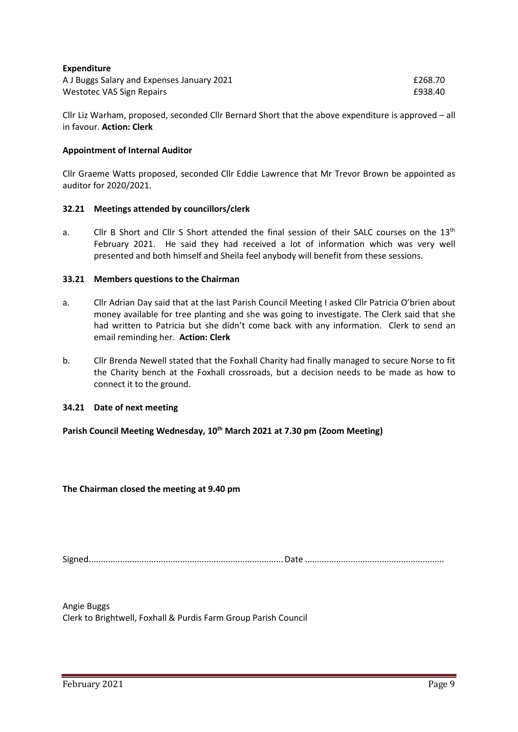**Expenditure**

| | |
|---|---|
| A J Buggs Salary and Expenses January 2021 | £268.70 |
| Westotec VAS Sign Repairs | £938.40 |

Cllr Liz Warham, proposed, seconded Cllr Bernard Short that the above expenditure is approved – all in favour. **Action: Clerk**

**Appointment of Internal Auditor**

Cllr Graeme Watts proposed, seconded Cllr Eddie Lawrence that Mr Trevor Brown be appointed as auditor for 2020/2021.

**32.21 Meetings attended by councillors/clerk**

a. Cllr B Short and Cllr S Short attended the final session of their SALC courses on the 13th February 2021. He said they had received a lot of information which was very well presented and both himself and Sheila feel anybody will benefit from these sessions.

**33.21 Members questions to the Chairman**

a. Cllr Adrian Day said that at the last Parish Council Meeting I asked Cllr Patricia O'brien about money available for tree planting and she was going to investigate. The Clerk said that she had written to Patricia but she didn't come back with any information. Clerk to send an email reminding her. **Action: Clerk**

b. Cllr Brenda Newell stated that the Foxhall Charity had finally managed to secure Norse to fit the Charity bench at the Foxhall crossroads, but a decision needs to be made as how to connect it to the ground.

**34.21 Date of next meeting**

**Parish Council Meeting Wednesday, 10th March 2021 at 7.30 pm (Zoom Meeting)**

**The Chairman closed the meeting at 9.40 pm**

Signed................................................................................ Date .........................................................

Angie Buggs
Clerk to Brightwell, Foxhall & Purdis Farm Group Parish Council